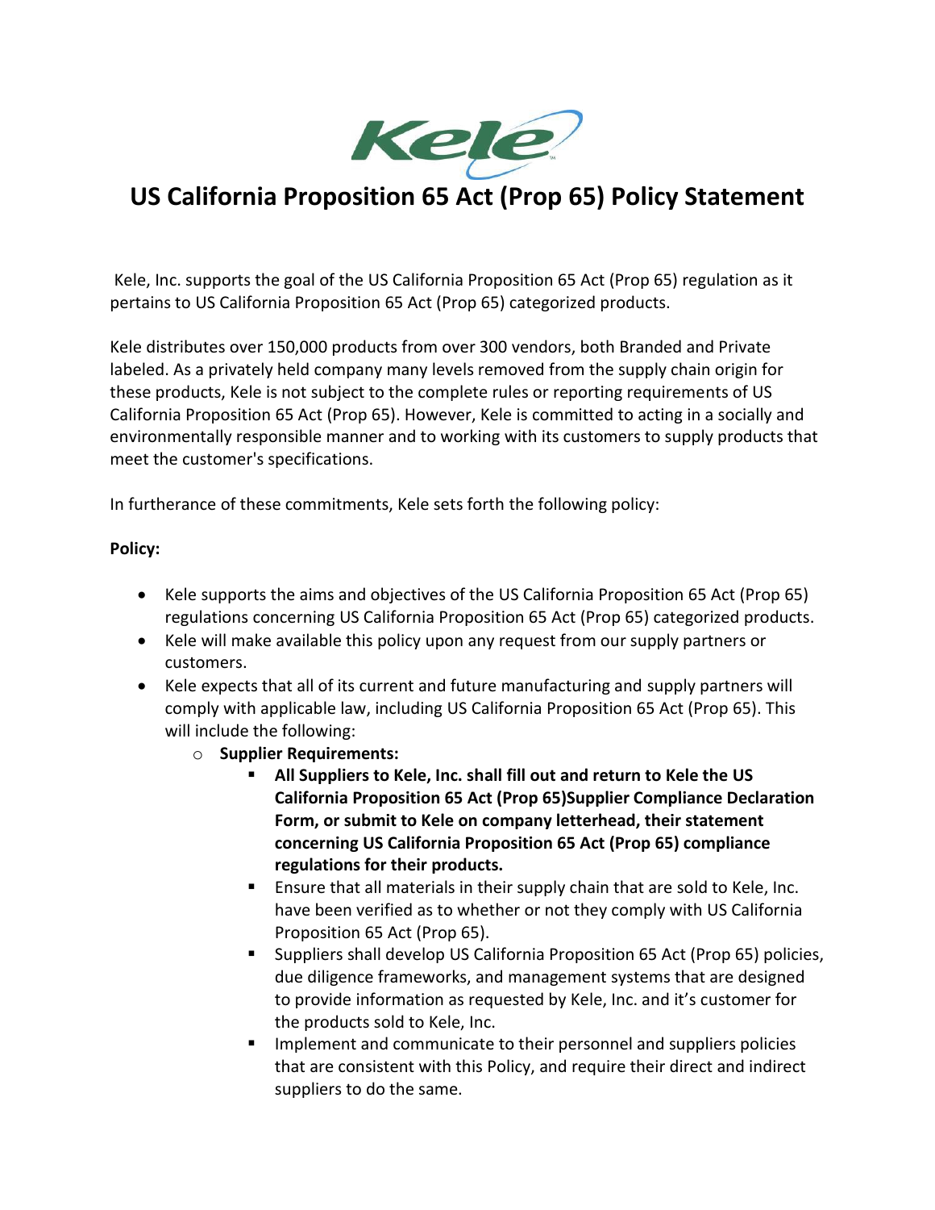# US California Proposition 65 Act (Prop 65) Policy Statement

Kele, Inc. supports the goal of the US California Proposition 65 Act (Prop 65) regulation as it pertains to US California Proposition 65 Act (Prop 65) categorized products.

Kele distributes over 150,000 products from over 300 vendors, both Branded and Private labeled. As a privately held company many levels removed from the supply chain origin for these products, Kele is not subject to the complete rules or reporting requirements of US California Proposition 65 Act (Prop 65). However, Kele is committed to acting in a socially and environmentally responsible manner and to working with its customers to supply products that meet the customer's specifications.

In furtherance of these commitments, Kele sets forth the following policy:

**Policy:**

- Kele supports the aims and objectives of the US California Proposition 65 Act (Prop 65) regulations concerning US California Proposition 65 Act (Prop 65) categorized products.
- Kele will make available this policy upon any request from our supply partners or customers.
- Kele expects that all of its current and future manufacturing and supply partners will comply with applicable law, including US California Proposition 65 Act (Prop 65). This will include the following:
  - **Supplier Requirements:**
    - **All Suppliers to Kele, Inc. shall fill out and return to Kele the US California Proposition 65 Act (Prop 65)Supplier Compliance Declaration Form, or submit to Kele on company letterhead, their statement concerning US California Proposition 65 Act (Prop 65) compliance regulations for their products.**
    - Ensure that all materials in their supply chain that are sold to Kele, Inc. have been verified as to whether or not they comply with US California Proposition 65 Act (Prop 65).
    - Suppliers shall develop US California Proposition 65 Act (Prop 65) policies, due diligence frameworks, and management systems that are designed to provide information as requested by Kele, Inc. and it's customer for the products sold to Kele, Inc.
    - Implement and communicate to their personnel and suppliers policies that are consistent with this Policy, and require their direct and indirect suppliers to do the same.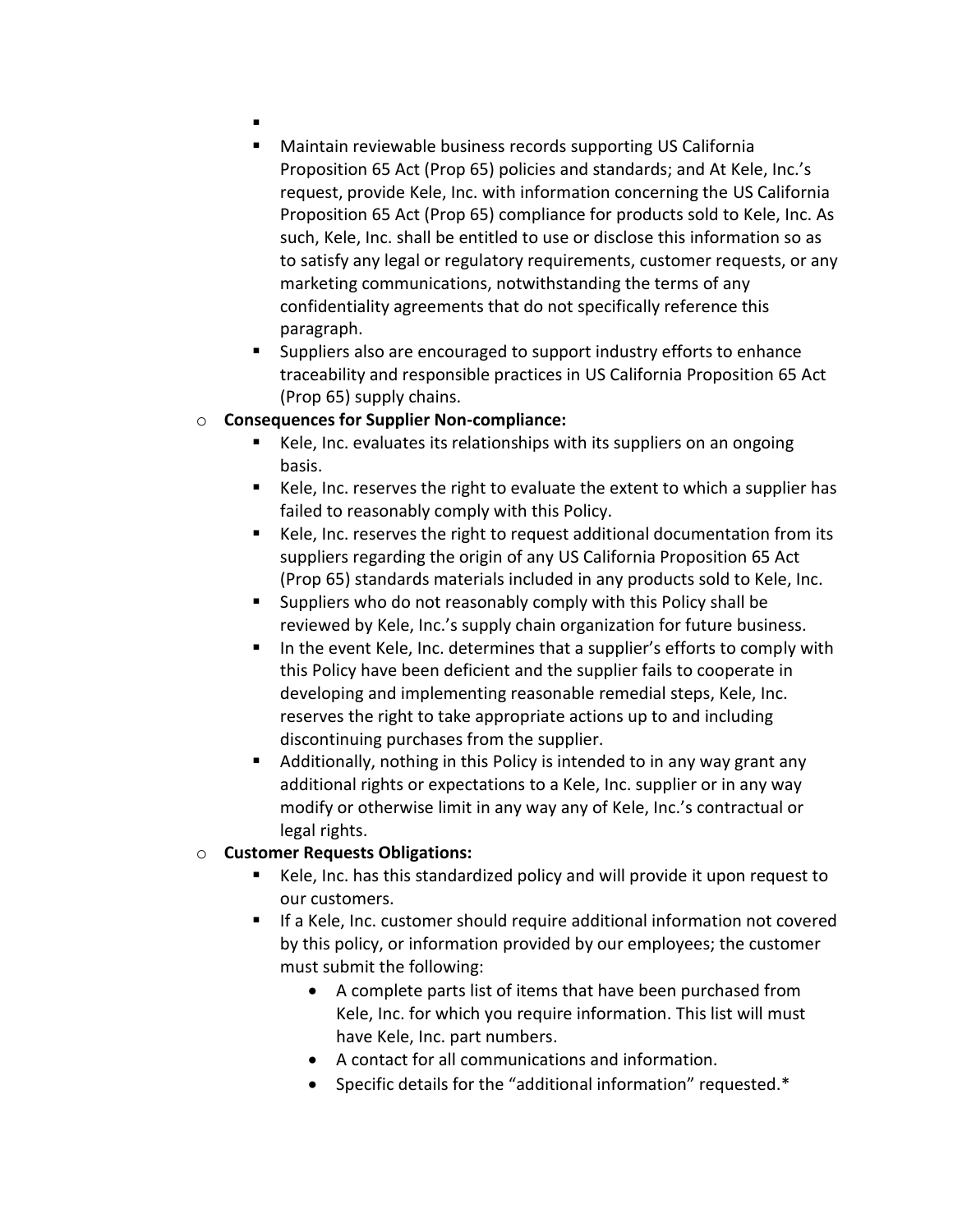- 
    - Maintain reviewable business records supporting US California Proposition 65 Act (Prop 65) policies and standards; and At Kele, Inc.'s request, provide Kele, Inc. with information concerning the US California Proposition 65 Act (Prop 65) compliance for products sold to Kele, Inc. As such, Kele, Inc. shall be entitled to use or disclose this information so as to satisfy any legal or regulatory requirements, customer requests, or any marketing communications, notwithstanding the terms of any confidentiality agreements that do not specifically reference this paragraph.
    - Suppliers also are encouraged to support industry efforts to enhance traceability and responsible practices in US California Proposition 65 Act (Prop 65) supply chains.
- **Consequences for Supplier Non-compliance:**
    - Kele, Inc. evaluates its relationships with its suppliers on an ongoing basis.
    - Kele, Inc. reserves the right to evaluate the extent to which a supplier has failed to reasonably comply with this Policy.
    - Kele, Inc. reserves the right to request additional documentation from its suppliers regarding the origin of any US California Proposition 65 Act (Prop 65) standards materials included in any products sold to Kele, Inc.
    - Suppliers who do not reasonably comply with this Policy shall be reviewed by Kele, Inc.'s supply chain organization for future business.
    - In the event Kele, Inc. determines that a supplier's efforts to comply with this Policy have been deficient and the supplier fails to cooperate in developing and implementing reasonable remedial steps, Kele, Inc. reserves the right to take appropriate actions up to and including discontinuing purchases from the supplier.
    - Additionally, nothing in this Policy is intended to in any way grant any additional rights or expectations to a Kele, Inc. supplier or in any way modify or otherwise limit in any way any of Kele, Inc.'s contractual or legal rights.
- **Customer Requests Obligations:**
    - Kele, Inc. has this standardized policy and will provide it upon request to our customers.
    - If a Kele, Inc. customer should require additional information not covered by this policy, or information provided by our employees; the customer must submit the following:
        - A complete parts list of items that have been purchased from Kele, Inc. for which you require information. This list will must have Kele, Inc. part numbers.
        - A contact for all communications and information.
        - Specific details for the "additional information" requested.*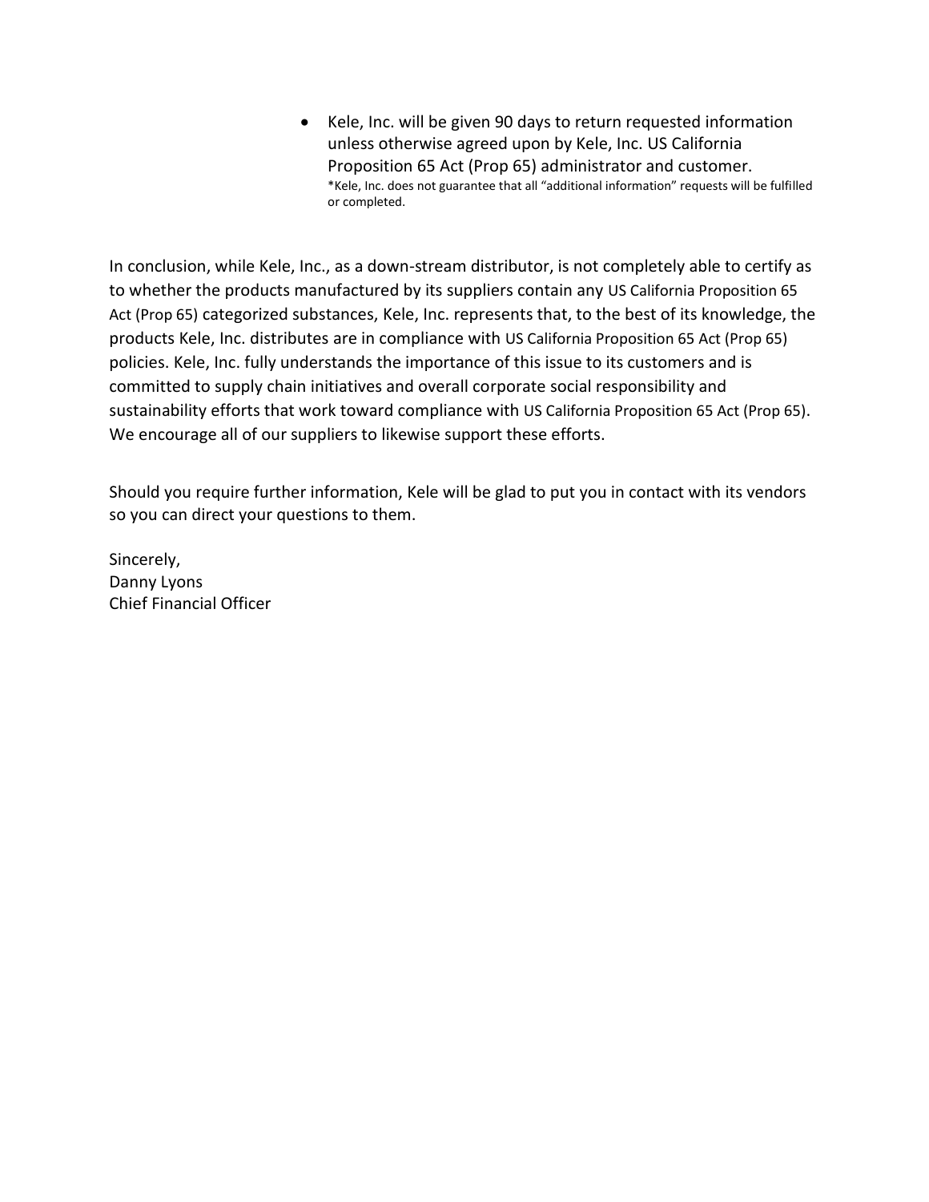- Kele, Inc. will be given 90 days to return requested information unless otherwise agreed upon by Kele, Inc. US California Proposition 65 Act (Prop 65) administrator and customer.
  *Kele, Inc. does not guarantee that all "additional information" requests will be fulfilled or completed.

In conclusion, while Kele, Inc., as a down-stream distributor, is not completely able to certify as to whether the products manufactured by its suppliers contain any US California Proposition 65 Act (Prop 65) categorized substances, Kele, Inc. represents that, to the best of its knowledge, the products Kele, Inc. distributes are in compliance with US California Proposition 65 Act (Prop 65) policies. Kele, Inc. fully understands the importance of this issue to its customers and is committed to supply chain initiatives and overall corporate social responsibility and sustainability efforts that work toward compliance with US California Proposition 65 Act (Prop 65). We encourage all of our suppliers to likewise support these efforts.

Should you require further information, Kele will be glad to put you in contact with its vendors so you can direct your questions to them.

Sincerely,
Danny Lyons
Chief Financial Officer